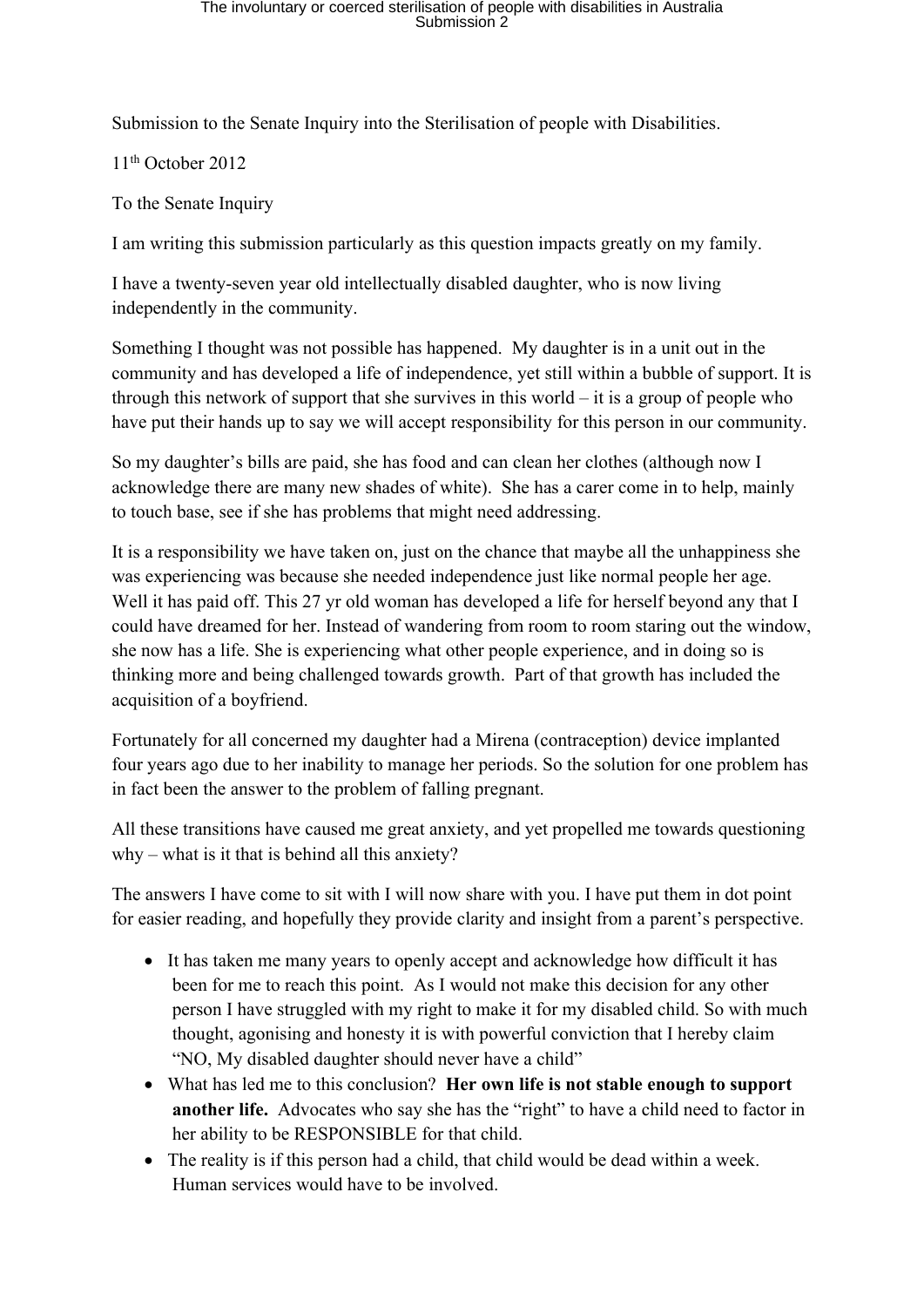Submission to the Senate Inquiry into the Sterilisation of people with Disabilities.

11th October 2012

To the Senate Inquiry

I am writing this submission particularly as this question impacts greatly on my family.

I have a twenty-seven year old intellectually disabled daughter, who is now living independently in the community.

Something I thought was not possible has happened. My daughter is in a unit out in the community and has developed a life of independence, yet still within a bubble of support. It is through this network of support that she survives in this world – it is a group of people who have put their hands up to say we will accept responsibility for this person in our community.

So my daughter's bills are paid, she has food and can clean her clothes (although now I acknowledge there are many new shades of white). She has a carer come in to help, mainly to touch base, see if she has problems that might need addressing.

It is a responsibility we have taken on, just on the chance that maybe all the unhappiness she was experiencing was because she needed independence just like normal people her age. Well it has paid off. This 27 yr old woman has developed a life for herself beyond any that I could have dreamed for her. Instead of wandering from room to room staring out the window, she now has a life. She is experiencing what other people experience, and in doing so is thinking more and being challenged towards growth. Part of that growth has included the acquisition of a boyfriend.

Fortunately for all concerned my daughter had a Mirena (contraception) device implanted four years ago due to her inability to manage her periods. So the solution for one problem has in fact been the answer to the problem of falling pregnant.

All these transitions have caused me great anxiety, and yet propelled me towards questioning why – what is it that is behind all this anxiety?

The answers I have come to sit with I will now share with you. I have put them in dot point for easier reading, and hopefully they provide clarity and insight from a parent's perspective.

- It has taken me many years to openly accept and acknowledge how difficult it has been for me to reach this point. As I would not make this decision for any other person I have struggled with my right to make it for my disabled child. So with much thought, agonising and honesty it is with powerful conviction that I hereby claim "NO, My disabled daughter should never have a child"
- What has led me to this conclusion? **Her own life is not stable enough to support another life.** Advocates who say she has the "right" to have a child need to factor in her ability to be RESPONSIBLE for that child.
- The reality is if this person had a child, that child would be dead within a week. Human services would have to be involved.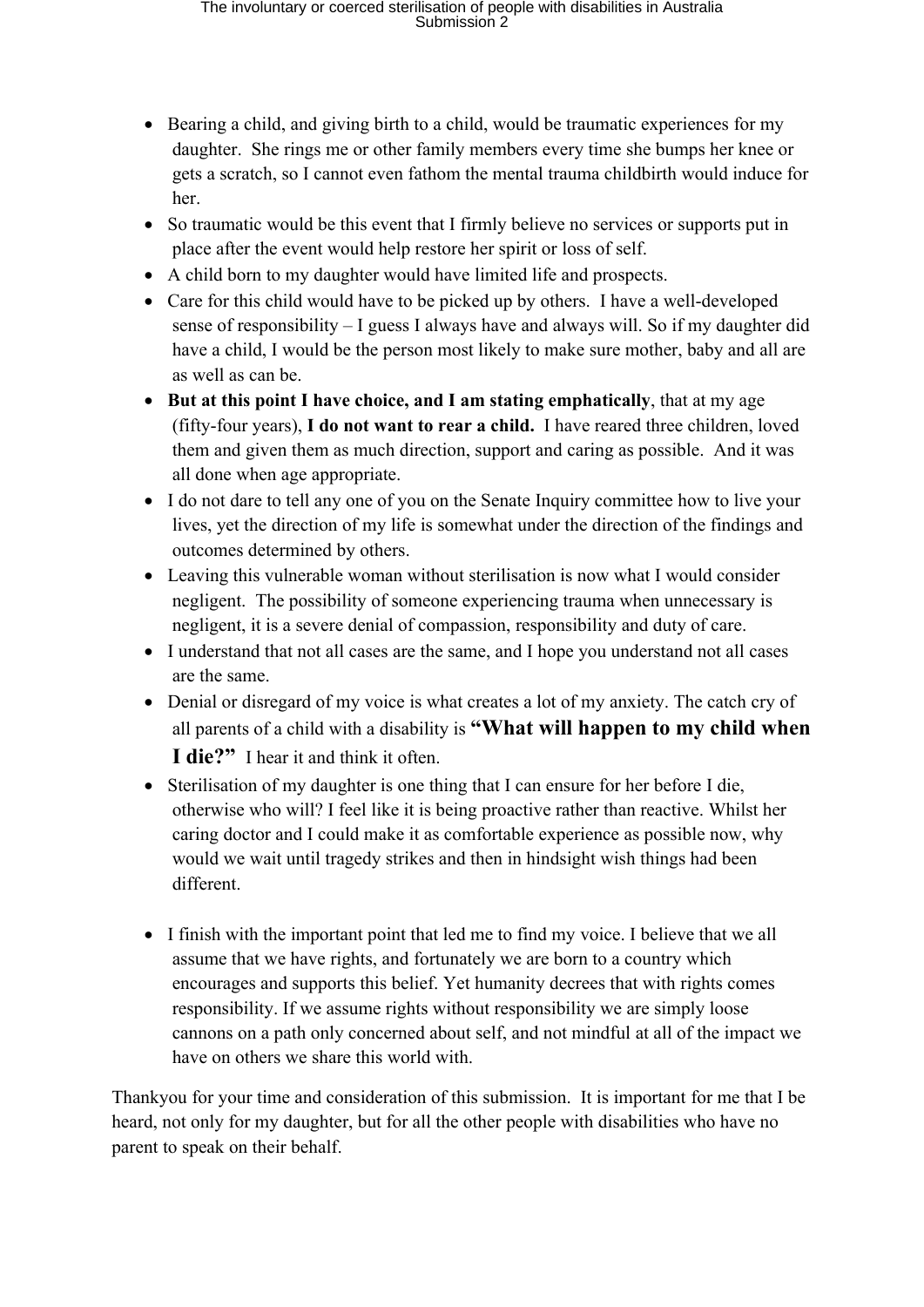- Bearing a child, and giving birth to a child, would be traumatic experiences for my daughter. She rings me or other family members every time she bumps her knee or gets a scratch, so I cannot even fathom the mental trauma childbirth would induce for her.
- So traumatic would be this event that I firmly believe no services or supports put in place after the event would help restore her spirit or loss of self.
- A child born to my daughter would have limited life and prospects.
- Care for this child would have to be picked up by others. I have a well-developed sense of responsibility – I guess I always have and always will. So if my daughter did have a child, I would be the person most likely to make sure mother, baby and all are as well as can be.
- **But at this point I have choice, and I am stating emphatically**, that at my age (fifty-four years), **I do not want to rear a child.** I have reared three children, loved them and given them as much direction, support and caring as possible. And it was all done when age appropriate.
- I do not dare to tell any one of you on the Senate Inquiry committee how to live your lives, yet the direction of my life is somewhat under the direction of the findings and outcomes determined by others.
- Leaving this vulnerable woman without sterilisation is now what I would consider negligent. The possibility of someone experiencing trauma when unnecessary is negligent, it is a severe denial of compassion, responsibility and duty of care.
- I understand that not all cases are the same, and I hope you understand not all cases are the same.
- Denial or disregard of my voice is what creates a lot of my anxiety. The catch cry of all parents of a child with a disability is **"What will happen to my child when I die?"** I hear it and think it often.
- Sterilisation of my daughter is one thing that I can ensure for her before I die, otherwise who will? I feel like it is being proactive rather than reactive. Whilst her caring doctor and I could make it as comfortable experience as possible now, why would we wait until tragedy strikes and then in hindsight wish things had been different.
- I finish with the important point that led me to find my voice. I believe that we all assume that we have rights, and fortunately we are born to a country which encourages and supports this belief. Yet humanity decrees that with rights comes responsibility. If we assume rights without responsibility we are simply loose cannons on a path only concerned about self, and not mindful at all of the impact we have on others we share this world with.

Thankyou for your time and consideration of this submission. It is important for me that I be heard, not only for my daughter, but for all the other people with disabilities who have no parent to speak on their behalf.